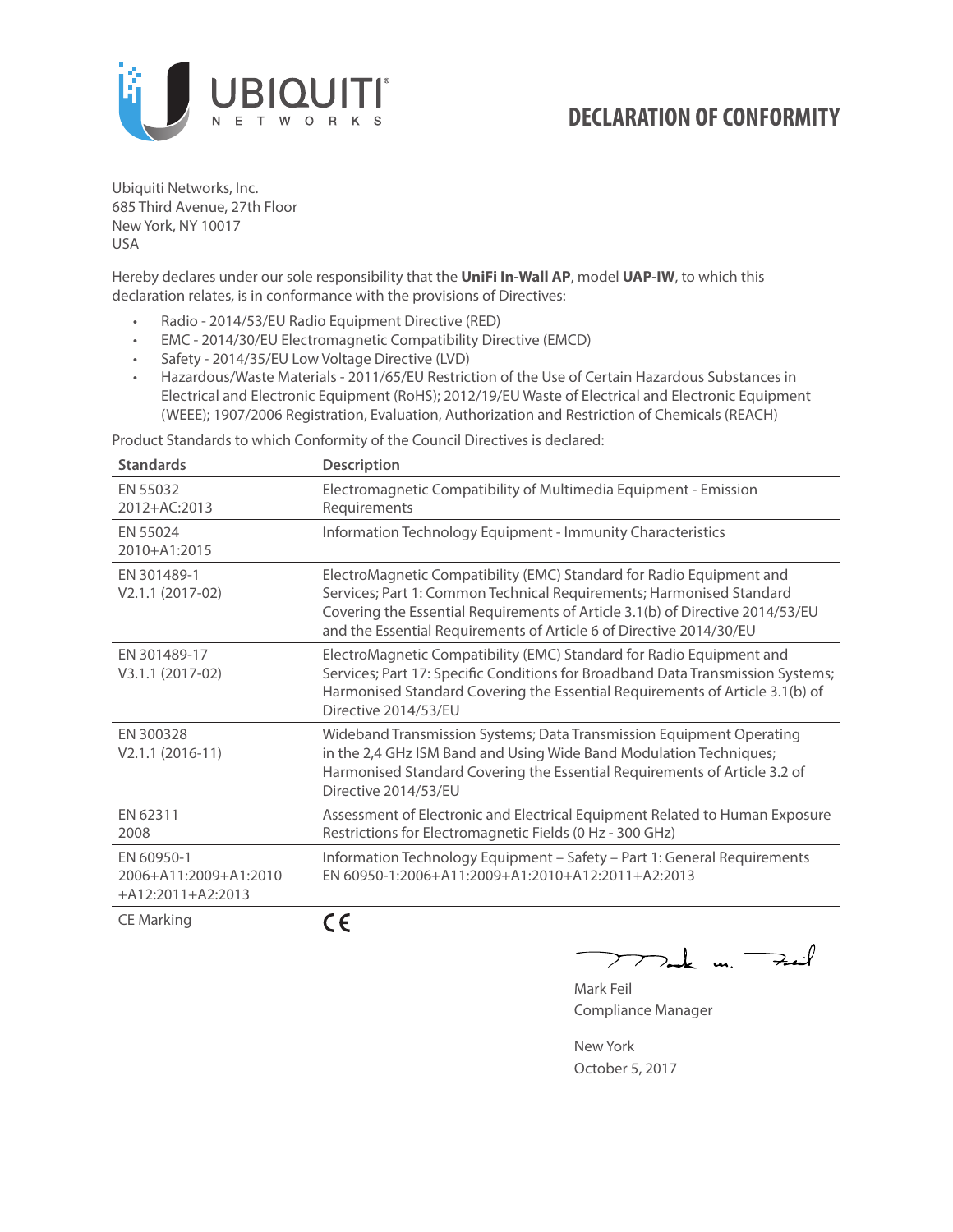# DECLARATION OF CONFORMITY

Ubiquiti Networks, Inc.
685 Third Avenue, 27th Floor
New York, NY 10017
USA

Hereby declares under our sole responsibility that the **UniFi In-Wall AP**, model **UAP-IW**, to which this declaration relates, is in conformance with the provisions of Directives:

- Radio - 2014/53/EU Radio Equipment Directive (RED)
- EMC - 2014/30/EU Electromagnetic Compatibility Directive (EMCD)
- Safety - 2014/35/EU Low Voltage Directive (LVD)
- Hazardous/Waste Materials - 2011/65/EU Restriction of the Use of Certain Hazardous Substances in Electrical and Electronic Equipment (RoHS); 2012/19/EU Waste of Electrical and Electronic Equipment (WEEE); 1907/2006 Registration, Evaluation, Authorization and Restriction of Chemicals (REACH)

Product Standards to which Conformity of the Council Directives is declared:

| Standards | Description |
|---|---|
| EN 55032 2012+AC:2013 | Electromagnetic Compatibility of Multimedia Equipment - Emission Requirements |
| EN 55024 2010+A1:2015 | Information Technology Equipment - Immunity Characteristics |
| EN 301489-1 V2.1.1 (2017-02) | ElectroMagnetic Compatibility (EMC) Standard for Radio Equipment and Services; Part 1: Common Technical Requirements; Harmonised Standard Covering the Essential Requirements of Article 3.1(b) of Directive 2014/53/EU and the Essential Requirements of Article 6 of Directive 2014/30/EU |
| EN 301489-17 V3.1.1 (2017-02) | ElectroMagnetic Compatibility (EMC) Standard for Radio Equipment and Services; Part 17: Specific Conditions for Broadband Data Transmission Systems; Harmonised Standard Covering the Essential Requirements of Article 3.1(b) of Directive 2014/53/EU |
| EN 300328 V2.1.1 (2016-11) | Wideband Transmission Systems; Data Transmission Equipment Operating in the 2,4 GHz ISM Band and Using Wide Band Modulation Techniques; Harmonised Standard Covering the Essential Requirements of Article 3.2 of Directive 2014/53/EU |
| EN 62311 2008 | Assessment of Electronic and Electrical Equipment Related to Human Exposure Restrictions for Electromagnetic Fields (0 Hz - 300 GHz) |
| EN 60950-1 2006+A11:2009+A1:2010 +A12:2011+A2:2013 | Information Technology Equipment – Safety – Part 1: General Requirements EN 60950-1:2006+A11:2009+A1:2010+A12:2011+A2:2013 |
| CE Marking | CE |

Mark Feil
Compliance Manager

New York
October 5, 2017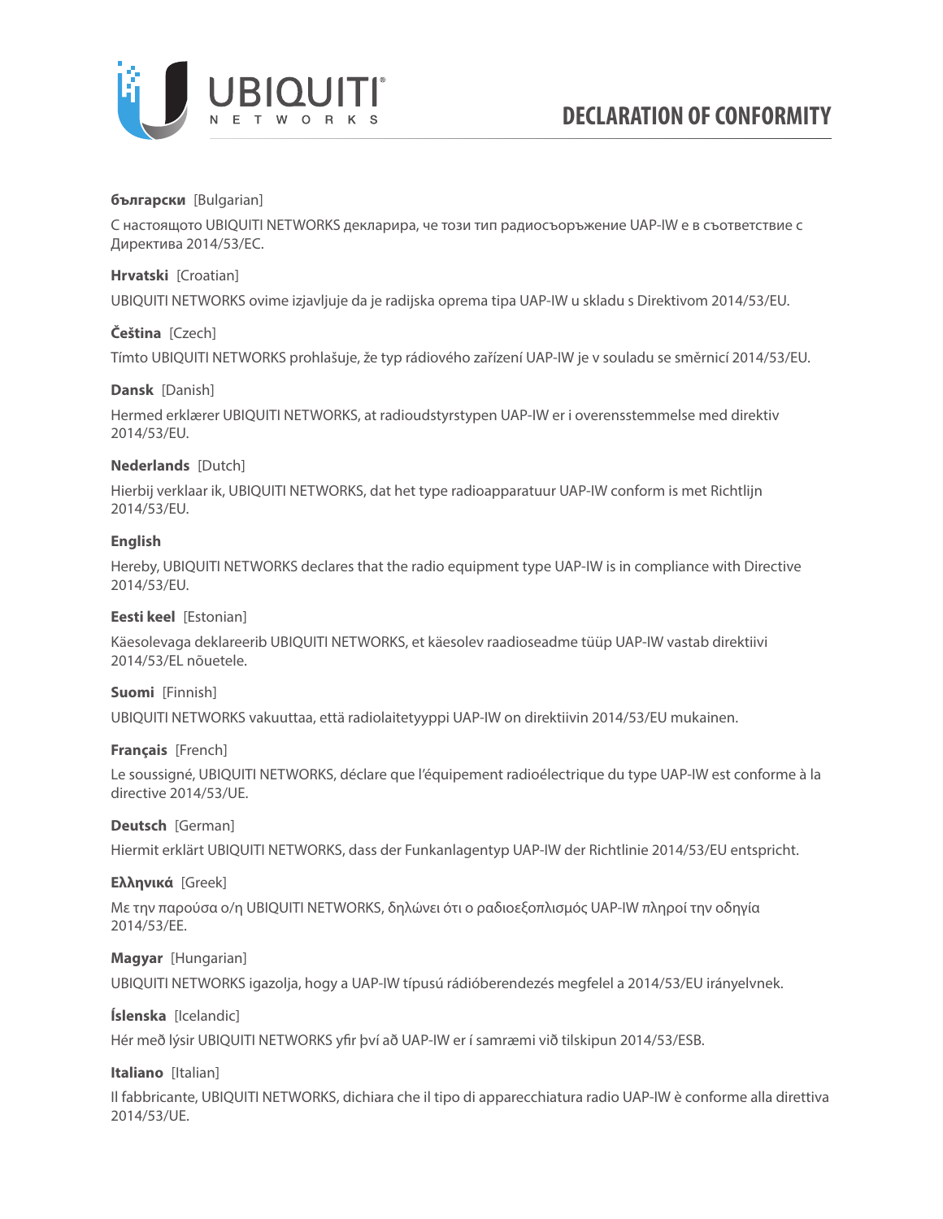# DECLARATION OF CONFORMITY

**български** [Bulgarian]

С настоящото UBIQUITI NETWORKS декларира, че този тип радиосъоръжение UAP-IW е в съответствие с Директива 2014/53/ЕС.

**Hrvatski** [Croatian]

UBIQUITI NETWORKS ovime izjavljuje da je radijska oprema tipa UAP-IW u skladu s Direktivom 2014/53/EU.

**Čeština** [Czech]

Tímto UBIQUITI NETWORKS prohlašuje, že typ rádiového zařízení UAP-IW je v souladu se směrnicí 2014/53/EU.

**Dansk** [Danish]

Hermed erklærer UBIQUITI NETWORKS, at radioudstyrstypen UAP-IW er i overensstemmelse med direktiv 2014/53/EU.

**Nederlands** [Dutch]

Hierbij verklaar ik, UBIQUITI NETWORKS, dat het type radioapparatuur UAP-IW conform is met Richtlijn 2014/53/EU.

**English**

Hereby, UBIQUITI NETWORKS declares that the radio equipment type UAP-IW is in compliance with Directive 2014/53/EU.

**Eesti keel** [Estonian]

Käesolevaga deklareerib UBIQUITI NETWORKS, et käesolev raadioseadme tüüp UAP-IW vastab direktiivi 2014/53/EL nõuetele.

**Suomi** [Finnish]

UBIQUITI NETWORKS vakuuttaa, että radiolaitetyyppi UAP-IW on direktiivin 2014/53/EU mukainen.

**Français** [French]

Le soussigné, UBIQUITI NETWORKS, déclare que l'équipement radioélectrique du type UAP-IW est conforme à la directive 2014/53/UE.

**Deutsch** [German]

Hiermit erklärt UBIQUITI NETWORKS, dass der Funkanlagentyp UAP-IW der Richtlinie 2014/53/EU entspricht.

**Ελληνικά** [Greek]

Με την παρούσα ο/η UBIQUITI NETWORKS, δηλώνει ότι ο ραδιοεξοπλισμός UAP-IW πληροί την οδηγία 2014/53/ΕΕ.

**Magyar** [Hungarian]

UBIQUITI NETWORKS igazolja, hogy a UAP-IW típusú rádióberendezés megfelel a 2014/53/EU irányelvnek.

**Íslenska** [Icelandic]

Hér með lýsir UBIQUITI NETWORKS yfir því að UAP-IW er í samræmi við tilskipun 2014/53/ESB.

**Italiano** [Italian]

Il fabbricante, UBIQUITI NETWORKS, dichiara che il tipo di apparecchiatura radio UAP-IW è conforme alla direttiva 2014/53/UE.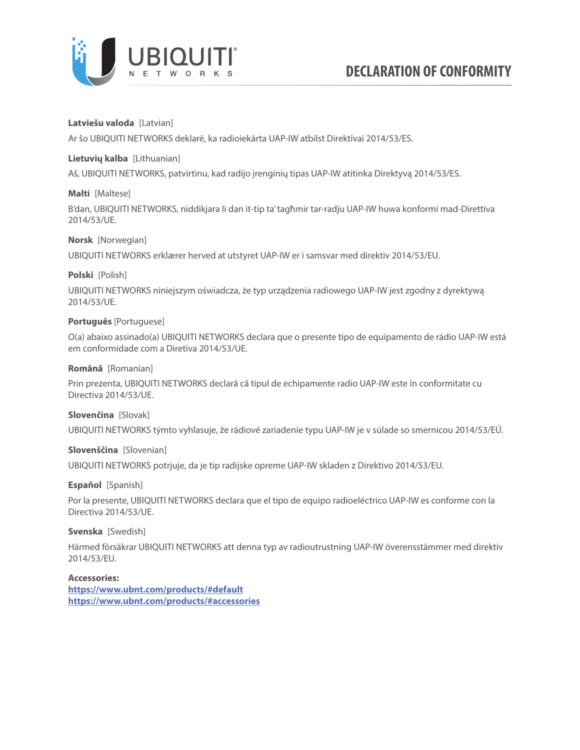**Latviešu valoda** [Latvian]

Ar šo UBIQUITI NETWORKS deklarē, ka radioiekārta UAP-IW atbilst Direktīvai 2014/53/ES.

**Lietuvių kalba** [Lithuanian]

Aš, UBIQUITI NETWORKS, patvirtinu, kad radijo įrenginių tipas UAP-IW atitinka Direktyvą 2014/53/ES.

**Malti** [Maltese]

B'dan, UBIQUITI NETWORKS, niddikjara li dan it-tip ta' tagħmir tar-radju UAP-IW huwa konformi mad-Direttiva 2014/53/UE.

**Norsk** [Norwegian]

UBIQUITI NETWORKS erklærer herved at utstyret UAP-IW er i samsvar med direktiv 2014/53/EU.

**Polski** [Polish]

UBIQUITI NETWORKS niniejszym oświadcza, że typ urządzenia radiowego UAP-IW jest zgodny z dyrektywą 2014/53/UE.

**Português** [Portuguese]

O(a) abaixo assinado(a) UBIQUITI NETWORKS declara que o presente tipo de equipamento de rádio UAP-IW está em conformidade com a Diretiva 2014/53/UE.

**Română** [Romanian]

Prin prezenta, UBIQUITI NETWORKS declară că tipul de echipamente radio UAP-IW este în conformitate cu Directiva 2014/53/UE.

**Slovenčina** [Slovak]

UBIQUITI NETWORKS týmto vyhlasuje, že rádiové zariadenie typu UAP-IW je v súlade so smernicou 2014/53/EÚ.

**Slovenščina** [Slovenian]

UBIQUITI NETWORKS potrjuje, da je tip radijske opreme UAP-IW skladen z Direktivo 2014/53/EU.

**Español** [Spanish]

Por la presente, UBIQUITI NETWORKS declara que el tipo de equipo radioeléctrico UAP-IW es conforme con la Directiva 2014/53/UE.

**Svenska** [Swedish]

Härmed försäkrar UBIQUITI NETWORKS att denna typ av radioutrustning UAP-IW överensstämmer med direktiv 2014/53/EU.

**Accessories:**
**https://www.ubnt.com/products/#default**
**https://www.ubnt.com/products/#accessories**